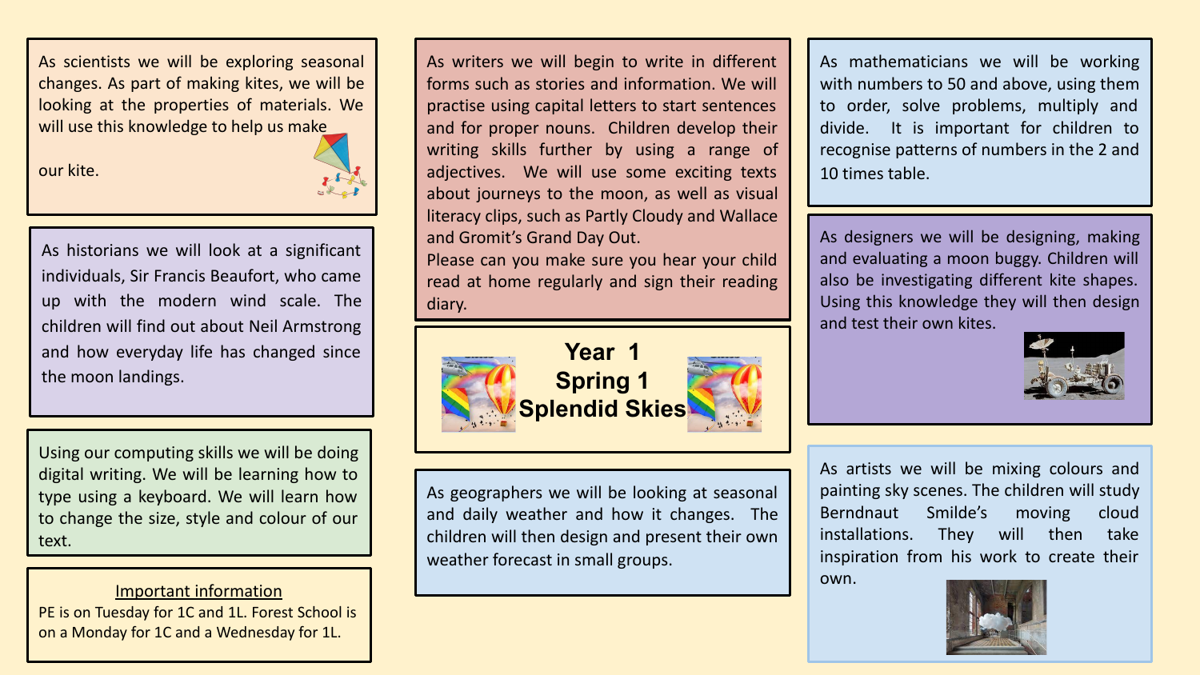# Year 1 Spring 1 Splendid Skies

As scientists we will be exploring seasonal changes. As part of making kites, we will be looking at the properties of materials. We will use this knowledge to help us make our kite.

As historians we will look at a significant individuals, Sir Francis Beaufort, who came up with the modern wind scale. The children will find out about Neil Armstrong and how everyday life has changed since the moon landings.

Using our computing skills we will be doing digital writing. We will be learning how to type using a keyboard. We will learn how to change the size, style and colour of our text.

<u>Important information</u>

PE is on Tuesday for 1C and 1L. Forest School is on a Monday for 1C and a Wednesday for 1L.

As writers we will begin to write in different forms such as stories and information. We will practise using capital letters to start sentences and for proper nouns. Children develop their writing skills further by using a range of adjectives. We will use some exciting texts about journeys to the moon, as well as visual literacy clips, such as Partly Cloudy and Wallace and Gromit's Grand Day Out.

Please can you make sure you hear your child read at home regularly and sign their reading diary.

As geographers we will be looking at seasonal and daily weather and how it changes. The children will then design and present their own weather forecast in small groups.

As mathematicians we will be working with numbers to 50 and above, using them to order, solve problems, multiply and divide. It is important for children to recognise patterns of numbers in the 2 and 10 times table.

As designers we will be designing, making and evaluating a moon buggy. Children will also be investigating different kite shapes. Using this knowledge they will then design and test their own kites.

As artists we will be mixing colours and painting sky scenes. The children will study Berndnaut Smilde's moving cloud installations. They will then take inspiration from his work to create their own.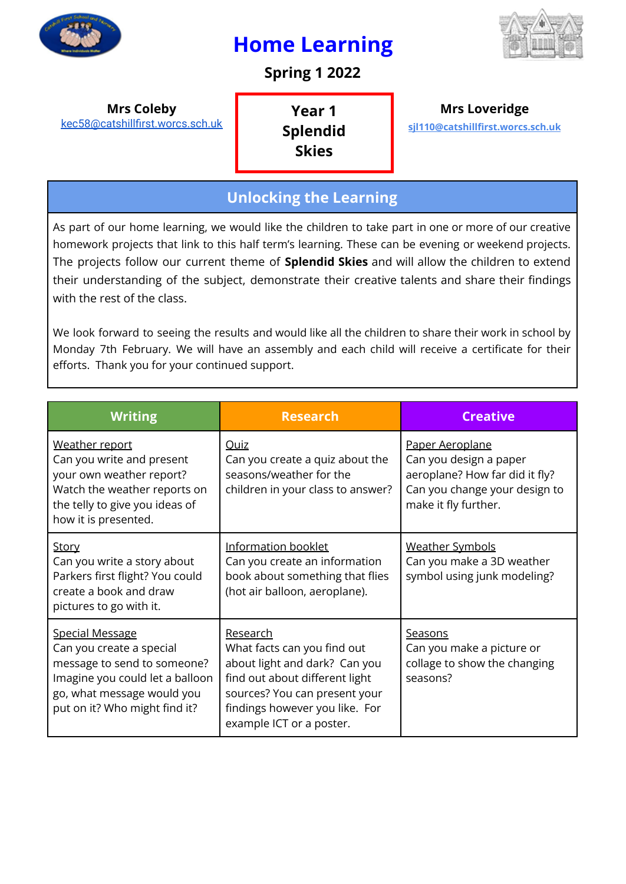# Home Learning

**Spring 1 2022**

**Mrs Coleby**
kec58@catshillfirst.worcs.sch.uk

**Year 1 Splendid Skies**

**Mrs Loveridge**
sjl110@catshillfirst.worcs.sch.uk

## Unlocking the Learning

As part of our home learning, we would like the children to take part in one or more of our creative homework projects that link to this half term's learning. These can be evening or weekend projects. The projects follow our current theme of **Splendid Skies** and will allow the children to extend their understanding of the subject, demonstrate their creative talents and share their findings with the rest of the class.

We look forward to seeing the results and would like all the children to share their work in school by Monday 7th February. We will have an assembly and each child will receive a certificate for their efforts. Thank you for your continued support.

| Writing | Research | Creative |
|---|---|---|
| Weather report<br>Can you write and present your own weather report? Watch the weather reports on the telly to give you ideas of how it is presented. | Quiz<br>Can you create a quiz about the seasons/weather for the children in your class to answer? | Paper Aeroplane<br>Can you design a paper aeroplane? How far did it fly? Can you change your design to make it fly further. |
| Story<br>Can you write a story about Parkers first flight? You could create a book and draw pictures to go with it. | Information booklet<br>Can you create an information book about something that flies (hot air balloon, aeroplane). | Weather Symbols<br>Can you make a 3D weather symbol using junk modeling? |
| Special Message<br>Can you create a special message to send to someone? Imagine you could let a balloon go, what message would you put on it? Who might find it? | Research<br>What facts can you find out about light and dark? Can you find out about different light sources? You can present your findings however you like. For example ICT or a poster. | Seasons<br>Can you make a picture or collage to show the changing seasons? |